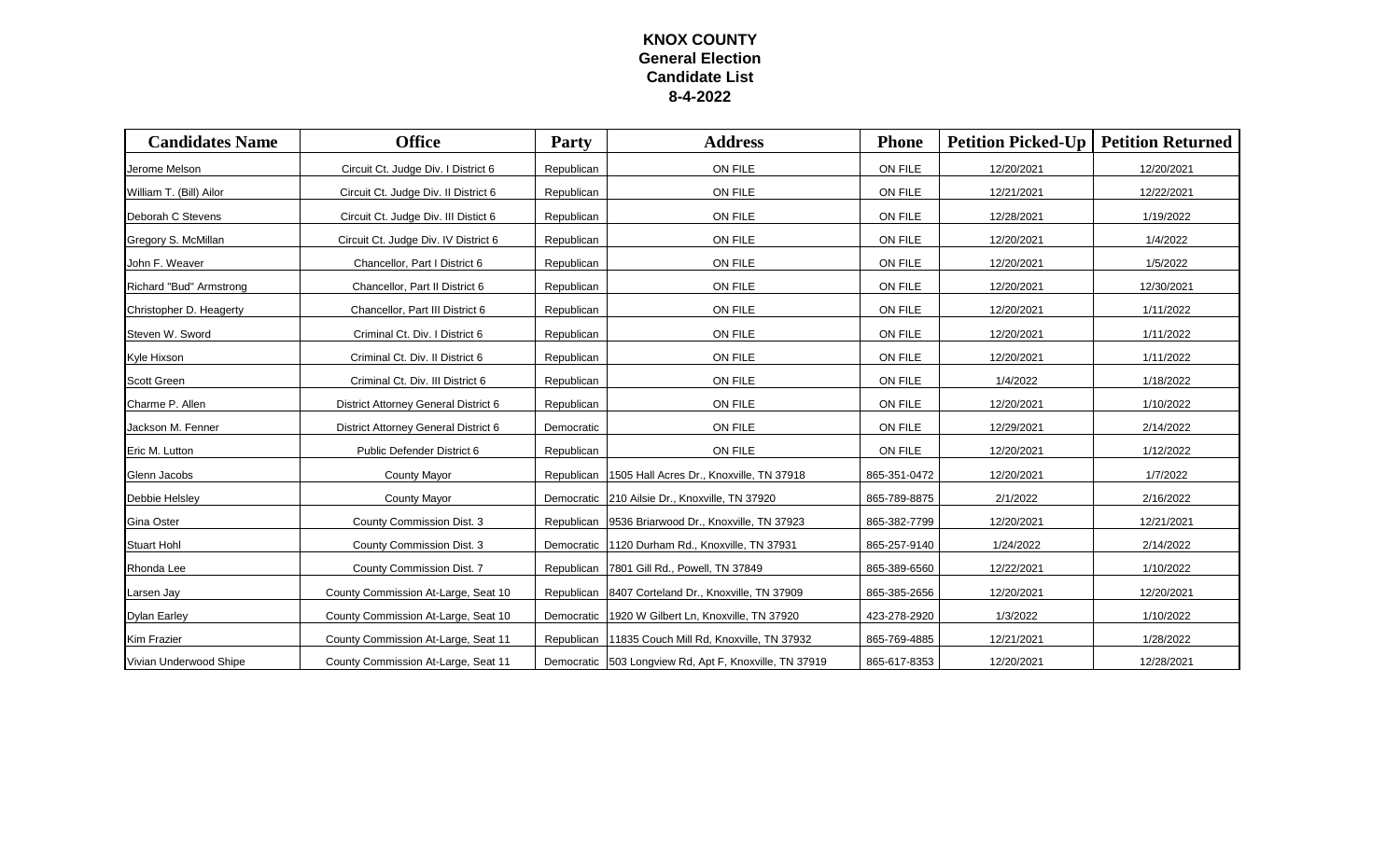# KNOX COUNTY
## General Election
## Candidate List
## 8-4-2022

| Candidates Name | Office | Party | Address | Phone | Petition Picked-Up | Petition Returned |
|---|---|---|---|---|---|---|
| Jerome Melson | Circuit Ct. Judge Div. I District 6 | Republican | ON FILE | ON FILE | 12/20/2021 | 12/20/2021 |
| William T. (Bill) Ailor | Circuit Ct. Judge Div. II District 6 | Republican | ON FILE | ON FILE | 12/21/2021 | 12/22/2021 |
| Deborah C Stevens | Circuit Ct. Judge Div. III District 6 | Republican | ON FILE | ON FILE | 12/28/2021 | 1/19/2022 |
| Gregory S. McMillan | Circuit Ct. Judge Div. IV District 6 | Republican | ON FILE | ON FILE | 12/20/2021 | 1/4/2022 |
| John F. Weaver | Chancellor, Part I District 6 | Republican | ON FILE | ON FILE | 12/20/2021 | 1/5/2022 |
| Richard "Bud" Armstrong | Chancellor, Part II District 6 | Republican | ON FILE | ON FILE | 12/20/2021 | 12/30/2021 |
| Christopher D. Heagerty | Chancellor, Part III District 6 | Republican | ON FILE | ON FILE | 12/20/2021 | 1/11/2022 |
| Steven W. Sword | Criminal Ct. Div. I District 6 | Republican | ON FILE | ON FILE | 12/20/2021 | 1/11/2022 |
| Kyle Hixson | Criminal Ct. Div. II District 6 | Republican | ON FILE | ON FILE | 12/20/2021 | 1/11/2022 |
| Scott Green | Criminal Ct. Div. III District 6 | Republican | ON FILE | ON FILE | 1/4/2022 | 1/18/2022 |
| Charme P. Allen | District Attorney General District 6 | Republican | ON FILE | ON FILE | 12/20/2021 | 1/10/2022 |
| Jackson M. Fenner | District Attorney General District 6 | Democratic | ON FILE | ON FILE | 12/29/2021 | 2/14/2022 |
| Eric M. Lutton | Public Defender District 6 | Republican | ON FILE | ON FILE | 12/20/2021 | 1/12/2022 |
| Glenn Jacobs | County Mayor | Republican | 1505 Hall Acres Dr., Knoxville, TN 37918 | 865-351-0472 | 12/20/2021 | 1/7/2022 |
| Debbie Helsley | County Mayor | Democratic | 210 Ailsie Dr., Knoxville, TN 37920 | 865-789-8875 | 2/1/2022 | 2/16/2022 |
| Gina Oster | County Commission Dist. 3 | Republican | 9536 Briarwood Dr., Knoxville, TN 37923 | 865-382-7799 | 12/20/2021 | 12/21/2021 |
| Stuart Hohl | County Commission Dist. 3 | Democratic | 1120 Durham Rd., Knoxville, TN 37931 | 865-257-9140 | 1/24/2022 | 2/14/2022 |
| Rhonda Lee | County Commission Dist. 7 | Republican | 7801 Gill Rd., Powell, TN 37849 | 865-389-6560 | 12/22/2021 | 1/10/2022 |
| Larsen Jay | County Commission At-Large, Seat 10 | Republican | 8407 Corteland Dr., Knoxville, TN 37909 | 865-385-2656 | 12/20/2021 | 12/20/2021 |
| Dylan Earley | County Commission At-Large, Seat 10 | Democratic | 1920 W Gilbert Ln, Knoxville, TN 37920 | 423-278-2920 | 1/3/2022 | 1/10/2022 |
| Kim Frazier | County Commission At-Large, Seat 11 | Republican | 11835 Couch Mill Rd, Knoxville, TN 37932 | 865-769-4885 | 12/21/2021 | 1/28/2022 |
| Vivian Underwood Shipe | County Commission At-Large, Seat 11 | Democratic | 503 Longview Rd, Apt F, Knoxville, TN 37919 | 865-617-8353 | 12/20/2021 | 12/28/2021 |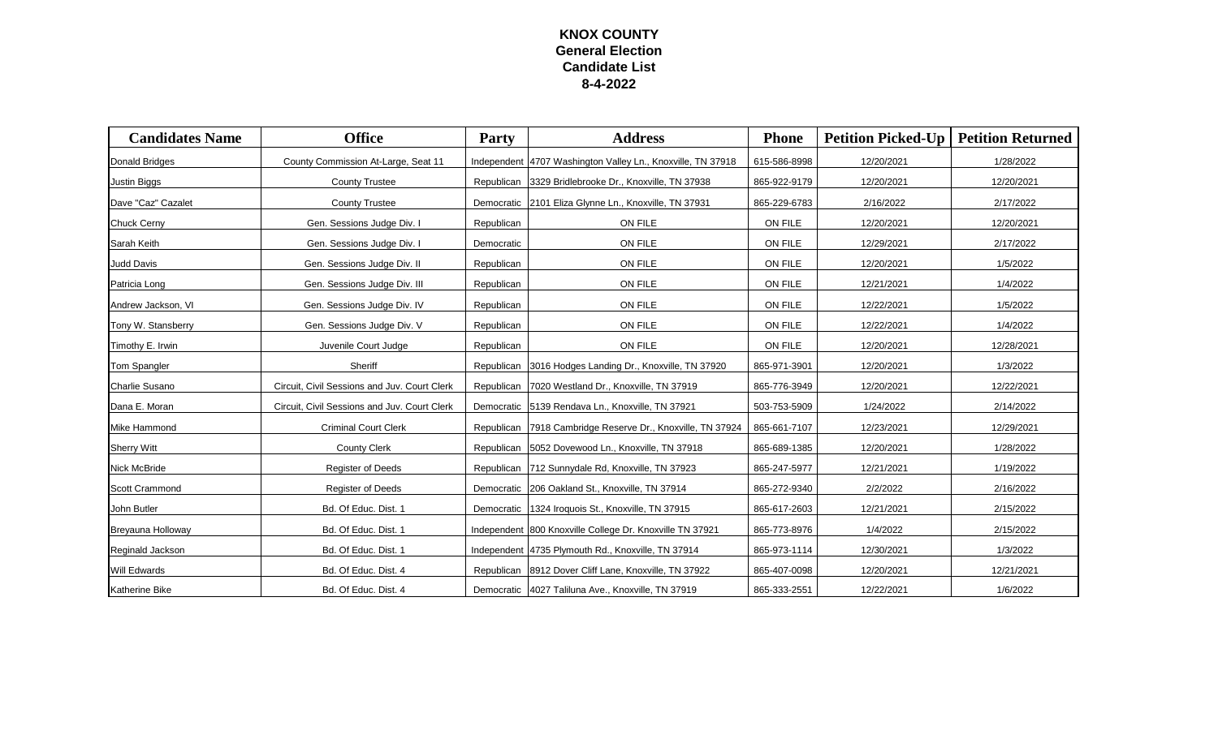**KNOX COUNTY**
**General Election**
**Candidate List**
**8-4-2022**

| Candidates Name | Office | Party | Address | Phone | Petition Picked-Up | Petition Returned |
|---|---|---|---|---|---|---|
| Donald Bridges | County Commission At-Large, Seat 11 | Independent | 4707 Washington Valley Ln., Knoxville, TN 37918 | 615-586-8998 | 12/20/2021 | 1/28/2022 |
| Justin Biggs | County Trustee | Republican | 3329 Bridlebrooke Dr., Knoxville, TN 37938 | 865-922-9179 | 12/20/2021 | 12/20/2021 |
| Dave "Caz" Cazalet | County Trustee | Democratic | 2101 Eliza Glynne Ln., Knoxville, TN 37931 | 865-229-6783 | 2/16/2022 | 2/17/2022 |
| Chuck Cerny | Gen. Sessions Judge Div. I | Republican | ON FILE | ON FILE | 12/20/2021 | 12/20/2021 |
| Sarah Keith | Gen. Sessions Judge Div. I | Democratic | ON FILE | ON FILE | 12/29/2021 | 2/17/2022 |
| Judd Davis | Gen. Sessions Judge Div. II | Republican | ON FILE | ON FILE | 12/20/2021 | 1/5/2022 |
| Patricia Long | Gen. Sessions Judge Div. III | Republican | ON FILE | ON FILE | 12/21/2021 | 1/4/2022 |
| Andrew Jackson, VI | Gen. Sessions Judge Div. IV | Republican | ON FILE | ON FILE | 12/22/2021 | 1/5/2022 |
| Tony W. Stansberry | Gen. Sessions Judge Div. V | Republican | ON FILE | ON FILE | 12/22/2021 | 1/4/2022 |
| Timothy E. Irwin | Juvenile Court Judge | Republican | ON FILE | ON FILE | 12/20/2021 | 12/28/2021 |
| Tom Spangler | Sheriff | Republican | 3016 Hodges Landing Dr., Knoxville, TN 37920 | 865-971-3901 | 12/20/2021 | 1/3/2022 |
| Charlie Susano | Circuit, Civil Sessions and Juv. Court Clerk | Republican | 7020 Westland Dr., Knoxville, TN 37919 | 865-776-3949 | 12/20/2021 | 12/22/2021 |
| Dana E. Moran | Circuit, Civil Sessions and Juv. Court Clerk | Democratic | 5139 Rendava Ln., Knoxville, TN 37921 | 503-753-5909 | 1/24/2022 | 2/14/2022 |
| Mike Hammond | Criminal Court Clerk | Republican | 7918 Cambridge Reserve Dr., Knoxville, TN 37924 | 865-661-7107 | 12/23/2021 | 12/29/2021 |
| Sherry Witt | County Clerk | Republican | 5052 Dovewood Ln., Knoxville, TN 37918 | 865-689-1385 | 12/20/2021 | 1/28/2022 |
| Nick McBride | Register of Deeds | Republican | 712 Sunnydale Rd, Knoxville, TN 37923 | 865-247-5977 | 12/21/2021 | 1/19/2022 |
| Scott Crammond | Register of Deeds | Democratic | 206 Oakland St., Knoxville, TN 37914 | 865-272-9340 | 2/2/2022 | 2/16/2022 |
| John Butler | Bd. Of Educ. Dist. 1 | Democratic | 1324 Iroquois St., Knoxville, TN 37915 | 865-617-2603 | 12/21/2021 | 2/15/2022 |
| Breyauna Holloway | Bd. Of Educ. Dist. 1 | Independent | 800 Knoxville College Dr. Knoxville TN 37921 | 865-773-8976 | 1/4/2022 | 2/15/2022 |
| Reginald Jackson | Bd. Of Educ. Dist. 1 | Independent | 4735 Plymouth Rd., Knoxville, TN 37914 | 865-973-1114 | 12/30/2021 | 1/3/2022 |
| Will Edwards | Bd. Of Educ. Dist. 4 | Republican | 8912 Dover Cliff Lane, Knoxville, TN 37922 | 865-407-0098 | 12/20/2021 | 12/21/2021 |
| Katherine Bike | Bd. Of Educ. Dist. 4 | Democratic | 4027 Taliluna Ave., Knoxville, TN 37919 | 865-333-2551 | 12/22/2021 | 1/6/2022 |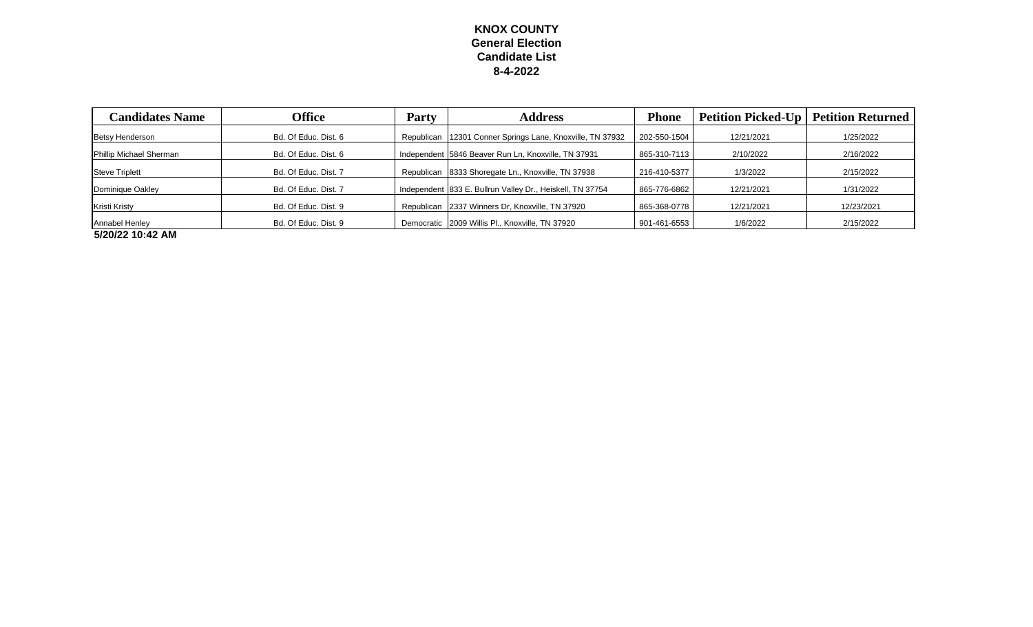**KNOX COUNTY**
**General Election**
**Candidate List**
**8-4-2022**

| Candidates Name | Office | Party | Address | Phone | Petition Picked-Up | Petition Returned |
|---|---|---|---|---|---|---|
| Betsy Henderson | Bd. Of Educ. Dist. 6 | Republican | 12301 Conner Springs Lane, Knoxville, TN 37932 | 202-550-1504 | 12/21/2021 | 1/25/2022 |
| Phillip Michael Sherman | Bd. Of Educ. Dist. 6 | Independent | 5846 Beaver Run Ln, Knoxville, TN 37931 | 865-310-7113 | 2/10/2022 | 2/16/2022 |
| Steve Triplett | Bd. Of Educ. Dist. 7 | Republican | 8333 Shoregate Ln., Knoxville, TN 37938 | 216-410-5377 | 1/3/2022 | 2/15/2022 |
| Dominique Oakley | Bd. Of Educ. Dist. 7 | Independent | 833 E. Bullrun Valley Dr., Heiskell, TN 37754 | 865-776-6862 | 12/21/2021 | 1/31/2022 |
| Kristi Kristy | Bd. Of Educ. Dist. 9 | Republican | 2337 Winners Dr, Knoxville, TN 37920 | 865-368-0778 | 12/21/2021 | 12/23/2021 |
| Annabel Henley | Bd. Of Educ. Dist. 9 | Democratic | 2009 Willis Pl., Knoxville, TN 37920 | 901-461-6553 | 1/6/2022 | 2/15/2022 |

**5/20/22 10:42 AM**